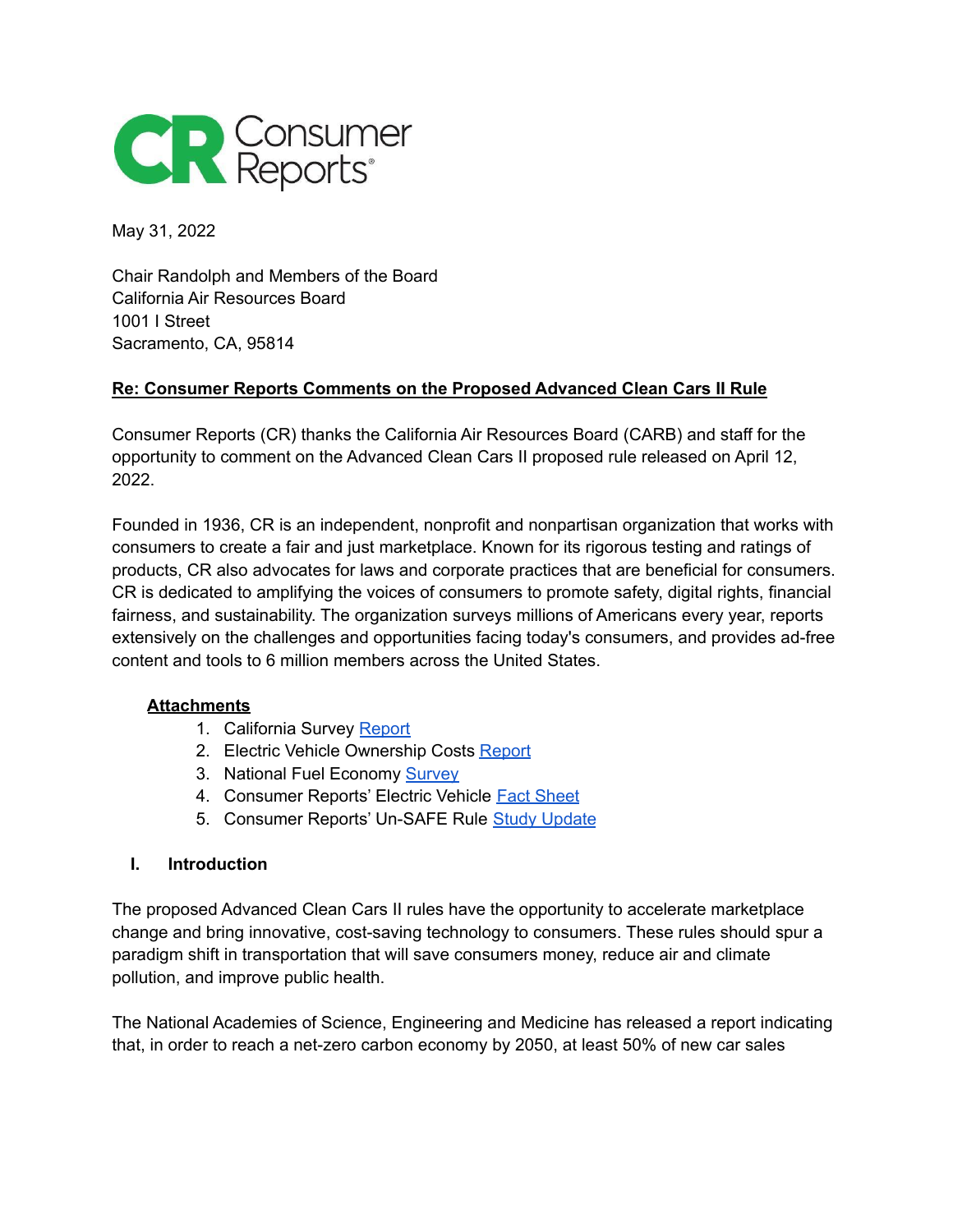May 31, 2022

Chair Randolph and Members of the Board
California Air Resources Board
1001 I Street
Sacramento, CA, 95814

**Re: Consumer Reports Comments on the Proposed Advanced Clean Cars II Rule**

Consumer Reports (CR) thanks the California Air Resources Board (CARB) and staff for the opportunity to comment on the Advanced Clean Cars II proposed rule released on April 12, 2022.

Founded in 1936, CR is an independent, nonprofit and nonpartisan organization that works with consumers to create a fair and just marketplace. Known for its rigorous testing and ratings of products, CR also advocates for laws and corporate practices that are beneficial for consumers. CR is dedicated to amplifying the voices of consumers to promote safety, digital rights, financial fairness, and sustainability. The organization surveys millions of Americans every year, reports extensively on the challenges and opportunities facing today's consumers, and provides ad-free content and tools to 6 million members across the United States.

**Attachments**

1. California Survey Report
2. Electric Vehicle Ownership Costs Report
3. National Fuel Economy Survey
4. Consumer Reports' Electric Vehicle Fact Sheet
5. Consumer Reports' Un-SAFE Rule Study Update

## I. Introduction

The proposed Advanced Clean Cars II rules have the opportunity to accelerate marketplace change and bring innovative, cost-saving technology to consumers. These rules should spur a paradigm shift in transportation that will save consumers money, reduce air and climate pollution, and improve public health.

The National Academies of Science, Engineering and Medicine has released a report indicating that, in order to reach a net-zero carbon economy by 2050, at least 50% of new car sales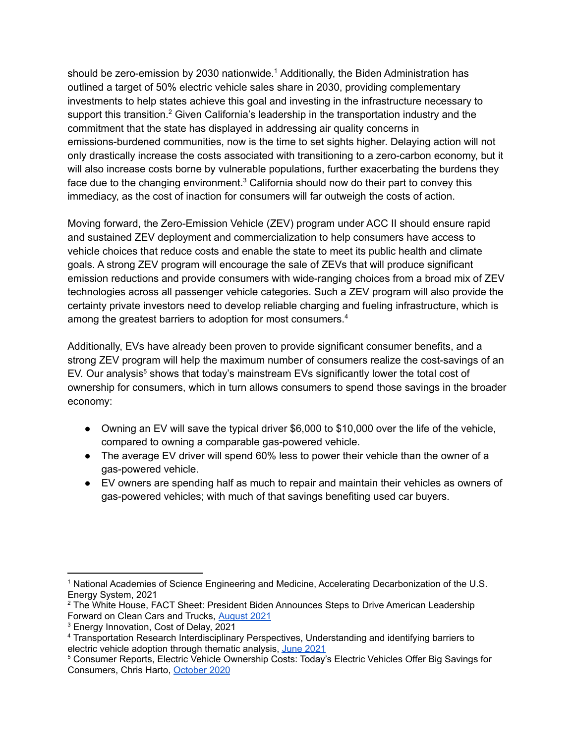should be zero-emission by 2030 nationwide.[1] Additionally, the Biden Administration has outlined a target of 50% electric vehicle sales share in 2030, providing complementary investments to help states achieve this goal and investing in the infrastructure necessary to support this transition.[2] Given California's leadership in the transportation industry and the commitment that the state has displayed in addressing air quality concerns in emissions-burdened communities, now is the time to set sights higher. Delaying action will not only drastically increase the costs associated with transitioning to a zero-carbon economy, but it will also increase costs borne by vulnerable populations, further exacerbating the burdens they face due to the changing environment.[3] California should now do their part to convey this immediacy, as the cost of inaction for consumers will far outweigh the costs of action.

Moving forward, the Zero-Emission Vehicle (ZEV) program under ACC II should ensure rapid and sustained ZEV deployment and commercialization to help consumers have access to vehicle choices that reduce costs and enable the state to meet its public health and climate goals. A strong ZEV program will encourage the sale of ZEVs that will produce significant emission reductions and provide consumers with wide-ranging choices from a broad mix of ZEV technologies across all passenger vehicle categories. Such a ZEV program will also provide the certainty private investors need to develop reliable charging and fueling infrastructure, which is among the greatest barriers to adoption for most consumers.[4]

Additionally, EVs have already been proven to provide significant consumer benefits, and a strong ZEV program will help the maximum number of consumers realize the cost-savings of an EV. Our analysis[5] shows that today's mainstream EVs significantly lower the total cost of ownership for consumers, which in turn allows consumers to spend those savings in the broader economy:

- Owning an EV will save the typical driver $6,000 to $10,000 over the life of the vehicle, compared to owning a comparable gas-powered vehicle.
- The average EV driver will spend 60% less to power their vehicle than the owner of a gas-powered vehicle.
- EV owners are spending half as much to repair and maintain their vehicles as owners of gas-powered vehicles; with much of that savings benefiting used car buyers.

---

[1] National Academies of Science Engineering and Medicine, Accelerating Decarbonization of the U.S. Energy System, 2021

[2] The White House, FACT Sheet: President Biden Announces Steps to Drive American Leadership Forward on Clean Cars and Trucks, August 2021

[3] Energy Innovation, Cost of Delay, 2021

[4] Transportation Research Interdisciplinary Perspectives, Understanding and identifying barriers to electric vehicle adoption through thematic analysis, June 2021

[5] Consumer Reports, Electric Vehicle Ownership Costs: Today's Electric Vehicles Offer Big Savings for Consumers, Chris Harto, October 2020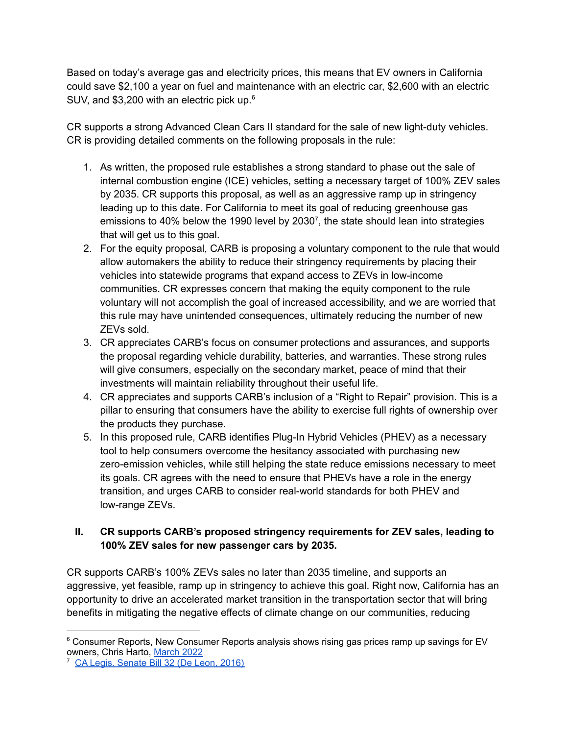Based on today's average gas and electricity prices, this means that EV owners in California could save $2,100 a year on fuel and maintenance with an electric car, $2,600 with an electric SUV, and $3,200 with an electric pick up.[6]

CR supports a strong Advanced Clean Cars II standard for the sale of new light-duty vehicles. CR is providing detailed comments on the following proposals in the rule:

1. As written, the proposed rule establishes a strong standard to phase out the sale of internal combustion engine (ICE) vehicles, setting a necessary target of 100% ZEV sales by 2035. CR supports this proposal, as well as an aggressive ramp up in stringency leading up to this date. For California to meet its goal of reducing greenhouse gas emissions to 40% below the 1990 level by 2030[7], the state should lean into strategies that will get us to this goal.
2. For the equity proposal, CARB is proposing a voluntary component to the rule that would allow automakers the ability to reduce their stringency requirements by placing their vehicles into statewide programs that expand access to ZEVs in low-income communities. CR expresses concern that making the equity component to the rule voluntary will not accomplish the goal of increased accessibility, and we are worried that this rule may have unintended consequences, ultimately reducing the number of new ZEVs sold.
3. CR appreciates CARB's focus on consumer protections and assurances, and supports the proposal regarding vehicle durability, batteries, and warranties. These strong rules will give consumers, especially on the secondary market, peace of mind that their investments will maintain reliability throughout their useful life.
4. CR appreciates and supports CARB's inclusion of a "Right to Repair" provision. This is a pillar to ensuring that consumers have the ability to exercise full rights of ownership over the products they purchase.
5. In this proposed rule, CARB identifies Plug-In Hybrid Vehicles (PHEV) as a necessary tool to help consumers overcome the hesitancy associated with purchasing new zero-emission vehicles, while still helping the state reduce emissions necessary to meet its goals. CR agrees with the need to ensure that PHEVs have a role in the energy transition, and urges CARB to consider real-world standards for both PHEV and low-range ZEVs.

## II. CR supports CARB's proposed stringency requirements for ZEV sales, leading to 100% ZEV sales for new passenger cars by 2035.

CR supports CARB's 100% ZEVs sales no later than 2035 timeline, and supports an aggressive, yet feasible, ramp up in stringency to achieve this goal. Right now, California has an opportunity to drive an accelerated market transition in the transportation sector that will bring benefits in mitigating the negative effects of climate change on our communities, reducing

---

[6] Consumer Reports, New Consumer Reports analysis shows rising gas prices ramp up savings for EV owners, Chris Harto, March 2022

[7] CA Legis. Senate Bill 32 (De Leon, 2016)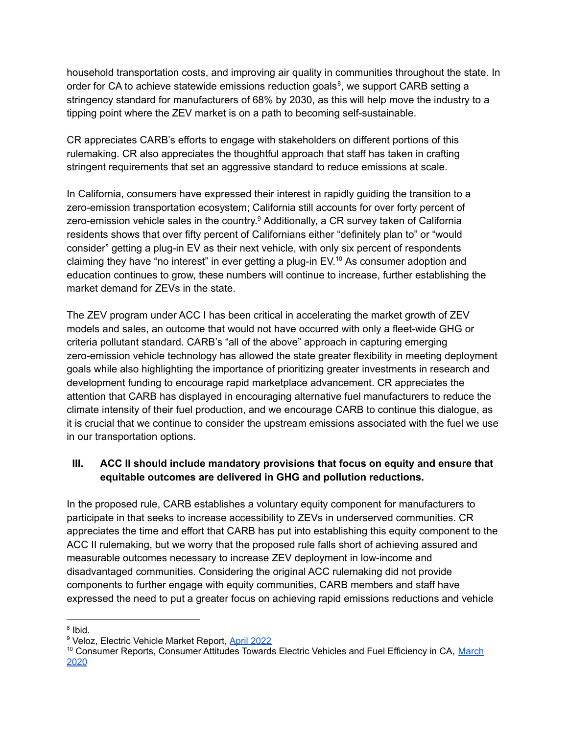household transportation costs, and improving air quality in communities throughout the state. In order for CA to achieve statewide emissions reduction goals[8], we support CARB setting a stringency standard for manufacturers of 68% by 2030, as this will help move the industry to a tipping point where the ZEV market is on a path to becoming self-sustainable.

CR appreciates CARB's efforts to engage with stakeholders on different portions of this rulemaking. CR also appreciates the thoughtful approach that staff has taken in crafting stringent requirements that set an aggressive standard to reduce emissions at scale.

In California, consumers have expressed their interest in rapidly guiding the transition to a zero-emission transportation ecosystem; California still accounts for over forty percent of zero-emission vehicle sales in the country.[9] Additionally, a CR survey taken of California residents shows that over fifty percent of Californians either "definitely plan to" or "would consider" getting a plug-in EV as their next vehicle, with only six percent of respondents claiming they have "no interest" in ever getting a plug-in EV.[10] As consumer adoption and education continues to grow, these numbers will continue to increase, further establishing the market demand for ZEVs in the state.

The ZEV program under ACC I has been critical in accelerating the market growth of ZEV models and sales, an outcome that would not have occurred with only a fleet-wide GHG or criteria pollutant standard. CARB's "all of the above" approach in capturing emerging zero-emission vehicle technology has allowed the state greater flexibility in meeting deployment goals while also highlighting the importance of prioritizing greater investments in research and development funding to encourage rapid marketplace advancement. CR appreciates the attention that CARB has displayed in encouraging alternative fuel manufacturers to reduce the climate intensity of their fuel production, and we encourage CARB to continue this dialogue, as it is crucial that we continue to consider the upstream emissions associated with the fuel we use in our transportation options.

## III. ACC II should include mandatory provisions that focus on equity and ensure that equitable outcomes are delivered in GHG and pollution reductions.

In the proposed rule, CARB establishes a voluntary equity component for manufacturers to participate in that seeks to increase accessibility to ZEVs in underserved communities. CR appreciates the time and effort that CARB has put into establishing this equity component to the ACC II rulemaking, but we worry that the proposed rule falls short of achieving assured and measurable outcomes necessary to increase ZEV deployment in low-income and disadvantaged communities. Considering the original ACC rulemaking did not provide components to further engage with equity communities, CARB members and staff have expressed the need to put a greater focus on achieving rapid emissions reductions and vehicle

---

[8] Ibid.

[9] Veloz, Electric Vehicle Market Report, April 2022

[10] Consumer Reports, Consumer Attitudes Towards Electric Vehicles and Fuel Efficiency in CA, March 2020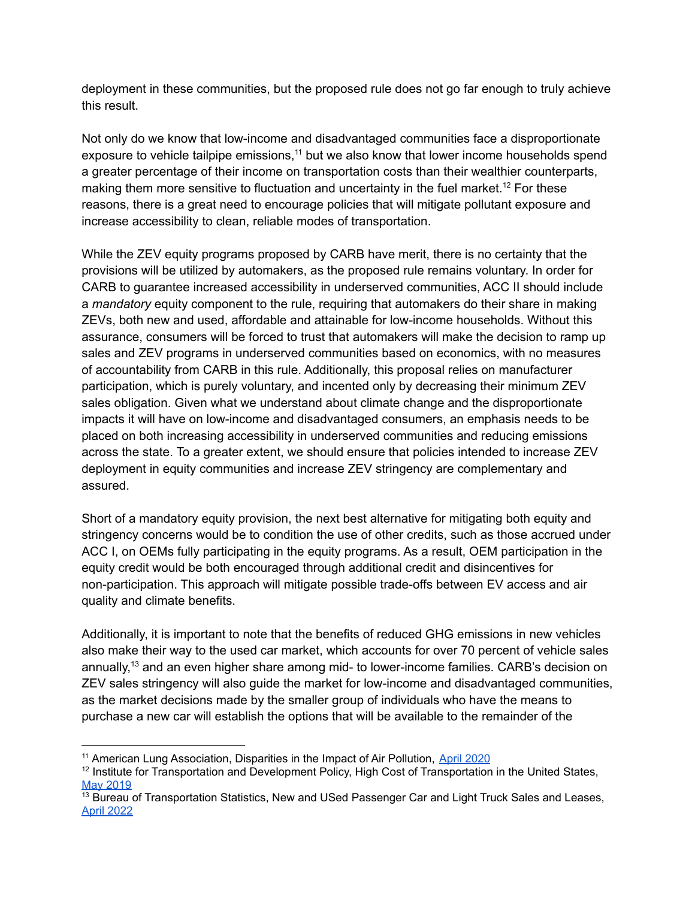deployment in these communities, but the proposed rule does not go far enough to truly achieve this result.

Not only do we know that low-income and disadvantaged communities face a disproportionate exposure to vehicle tailpipe emissions,[11] but we also know that lower income households spend a greater percentage of their income on transportation costs than their wealthier counterparts, making them more sensitive to fluctuation and uncertainty in the fuel market.[12] For these reasons, there is a great need to encourage policies that will mitigate pollutant exposure and increase accessibility to clean, reliable modes of transportation.

While the ZEV equity programs proposed by CARB have merit, there is no certainty that the provisions will be utilized by automakers, as the proposed rule remains voluntary. In order for CARB to guarantee increased accessibility in underserved communities, ACC II should include a *mandatory* equity component to the rule, requiring that automakers do their share in making ZEVs, both new and used, affordable and attainable for low-income households. Without this assurance, consumers will be forced to trust that automakers will make the decision to ramp up sales and ZEV programs in underserved communities based on economics, with no measures of accountability from CARB in this rule. Additionally, this proposal relies on manufacturer participation, which is purely voluntary, and incented only by decreasing their minimum ZEV sales obligation. Given what we understand about climate change and the disproportionate impacts it will have on low-income and disadvantaged consumers, an emphasis needs to be placed on both increasing accessibility in underserved communities and reducing emissions across the state. To a greater extent, we should ensure that policies intended to increase ZEV deployment in equity communities and increase ZEV stringency are complementary and assured.

Short of a mandatory equity provision, the next best alternative for mitigating both equity and stringency concerns would be to condition the use of other credits, such as those accrued under ACC I, on OEMs fully participating in the equity programs. As a result, OEM participation in the equity credit would be both encouraged through additional credit and disincentives for non-participation. This approach will mitigate possible trade-offs between EV access and air quality and climate benefits.

Additionally, it is important to note that the benefits of reduced GHG emissions in new vehicles also make their way to the used car market, which accounts for over 70 percent of vehicle sales annually,[13] and an even higher share among mid- to lower-income families. CARB's decision on ZEV sales stringency will also guide the market for low-income and disadvantaged communities, as the market decisions made by the smaller group of individuals who have the means to purchase a new car will establish the options that will be available to the remainder of the

---

[11] American Lung Association, Disparities in the Impact of Air Pollution, [April 2020]

[12] Institute for Transportation and Development Policy, High Cost of Transportation in the United States, [May 2019]

[13] Bureau of Transportation Statistics, New and USed Passenger Car and Light Truck Sales and Leases, [April 2022]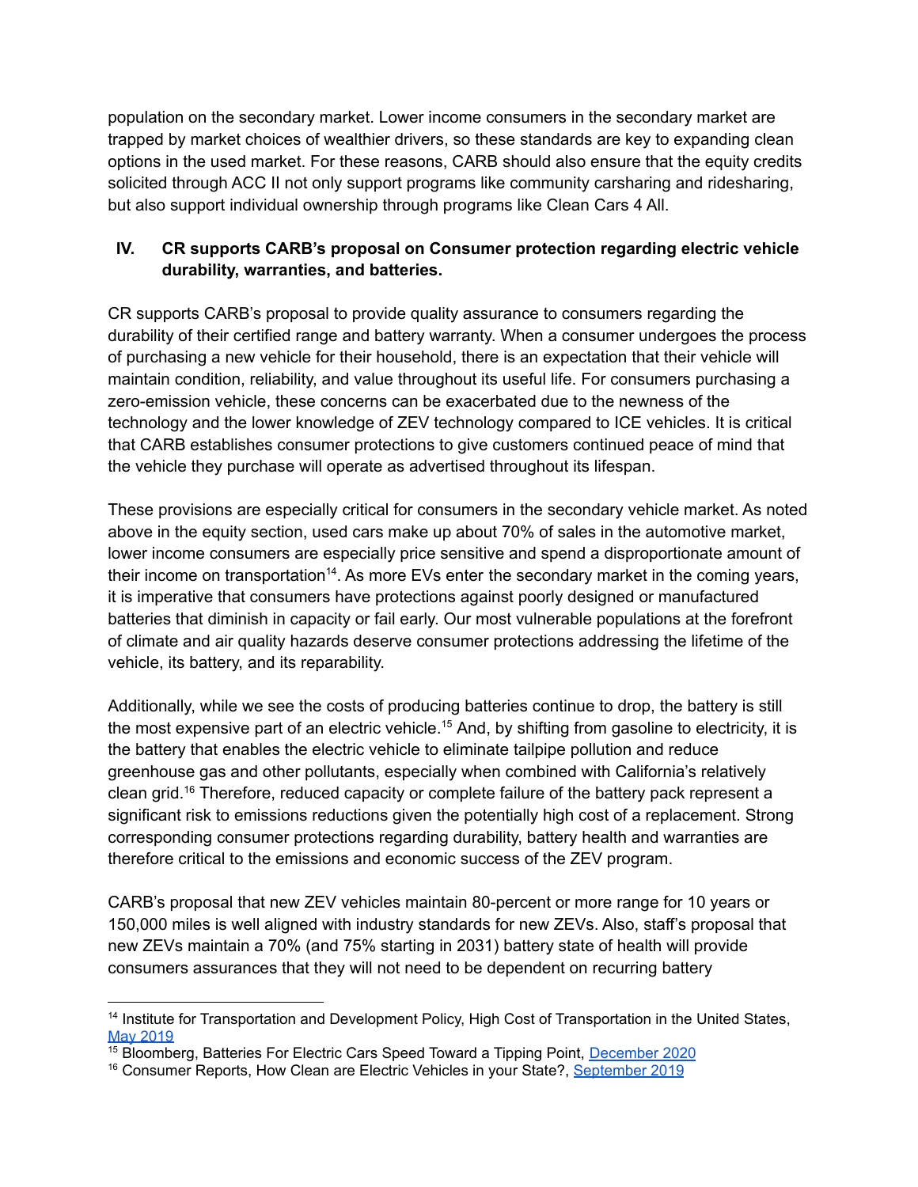population on the secondary market. Lower income consumers in the secondary market are trapped by market choices of wealthier drivers, so these standards are key to expanding clean options in the used market. For these reasons, CARB should also ensure that the equity credits solicited through ACC II not only support programs like community carsharing and ridesharing, but also support individual ownership through programs like Clean Cars 4 All.

## IV. CR supports CARB's proposal on Consumer protection regarding electric vehicle durability, warranties, and batteries.

CR supports CARB's proposal to provide quality assurance to consumers regarding the durability of their certified range and battery warranty. When a consumer undergoes the process of purchasing a new vehicle for their household, there is an expectation that their vehicle will maintain condition, reliability, and value throughout its useful life. For consumers purchasing a zero-emission vehicle, these concerns can be exacerbated due to the newness of the technology and the lower knowledge of ZEV technology compared to ICE vehicles. It is critical that CARB establishes consumer protections to give customers continued peace of mind that the vehicle they purchase will operate as advertised throughout its lifespan.

These provisions are especially critical for consumers in the secondary vehicle market. As noted above in the equity section, used cars make up about 70% of sales in the automotive market, lower income consumers are especially price sensitive and spend a disproportionate amount of their income on transportation[14]. As more EVs enter the secondary market in the coming years, it is imperative that consumers have protections against poorly designed or manufactured batteries that diminish in capacity or fail early. Our most vulnerable populations at the forefront of climate and air quality hazards deserve consumer protections addressing the lifetime of the vehicle, its battery, and its reparability.

Additionally, while we see the costs of producing batteries continue to drop, the battery is still the most expensive part of an electric vehicle.[15] And, by shifting from gasoline to electricity, it is the battery that enables the electric vehicle to eliminate tailpipe pollution and reduce greenhouse gas and other pollutants, especially when combined with California's relatively clean grid.[16] Therefore, reduced capacity or complete failure of the battery pack represent a significant risk to emissions reductions given the potentially high cost of a replacement. Strong corresponding consumer protections regarding durability, battery health and warranties are therefore critical to the emissions and economic success of the ZEV program.

CARB's proposal that new ZEV vehicles maintain 80-percent or more range for 10 years or 150,000 miles is well aligned with industry standards for new ZEVs. Also, staff's proposal that new ZEVs maintain a 70% (and 75% starting in 2031) battery state of health will provide consumers assurances that they will not need to be dependent on recurring battery

---

[14] Institute for Transportation and Development Policy, High Cost of Transportation in the United States, May 2019

[15] Bloomberg, Batteries For Electric Cars Speed Toward a Tipping Point, December 2020

[16] Consumer Reports, How Clean are Electric Vehicles in your State?, September 2019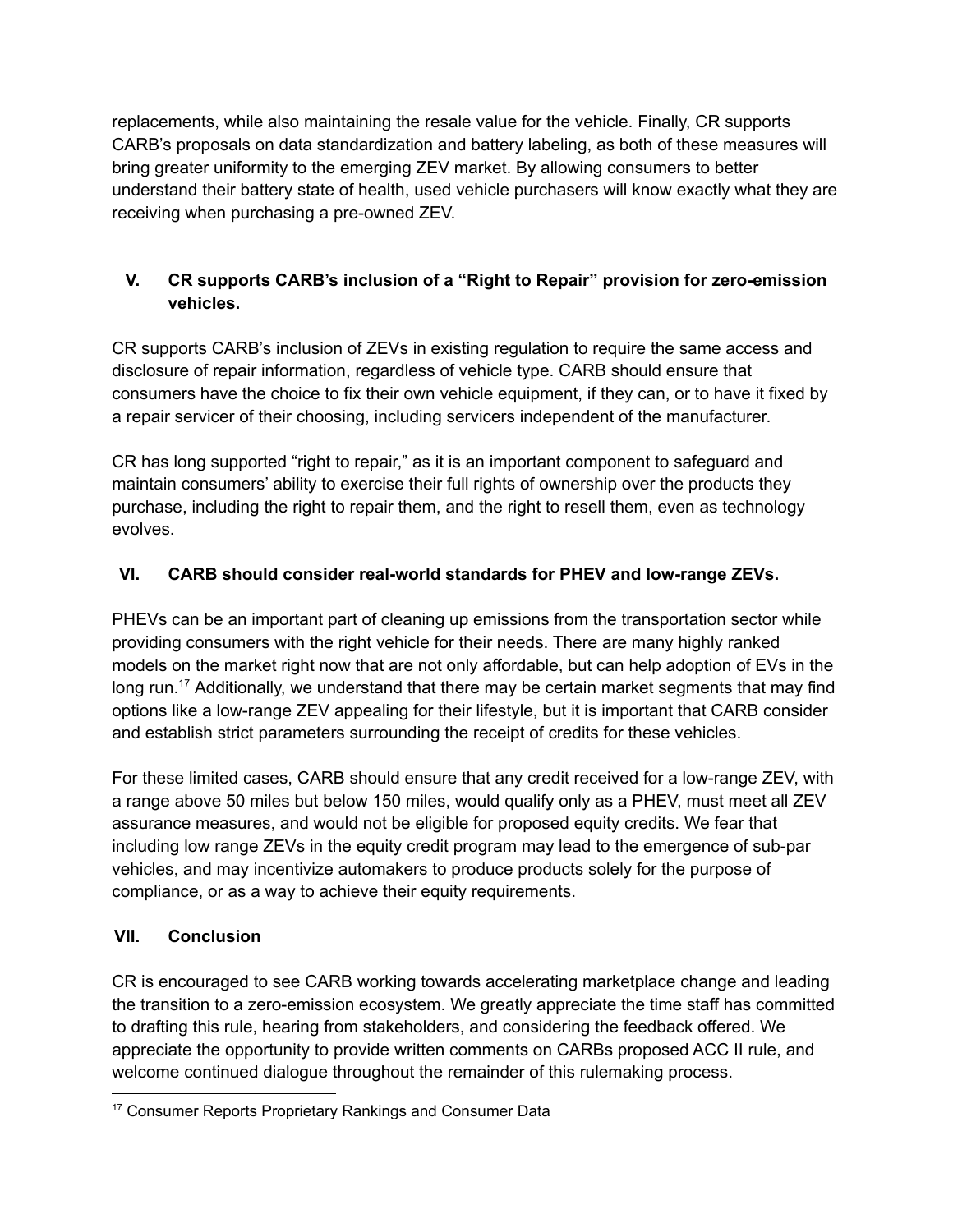replacements, while also maintaining the resale value for the vehicle. Finally, CR supports CARB's proposals on data standardization and battery labeling, as both of these measures will bring greater uniformity to the emerging ZEV market. By allowing consumers to better understand their battery state of health, used vehicle purchasers will know exactly what they are receiving when purchasing a pre-owned ZEV.

## V. CR supports CARB's inclusion of a "Right to Repair" provision for zero-emission vehicles.

CR supports CARB's inclusion of ZEVs in existing regulation to require the same access and disclosure of repair information, regardless of vehicle type. CARB should ensure that consumers have the choice to fix their own vehicle equipment, if they can, or to have it fixed by a repair servicer of their choosing, including servicers independent of the manufacturer.

CR has long supported "right to repair," as it is an important component to safeguard and maintain consumers' ability to exercise their full rights of ownership over the products they purchase, including the right to repair them, and the right to resell them, even as technology evolves.

## VI. CARB should consider real-world standards for PHEV and low-range ZEVs.

PHEVs can be an important part of cleaning up emissions from the transportation sector while providing consumers with the right vehicle for their needs. There are many highly ranked models on the market right now that are not only affordable, but can help adoption of EVs in the long run.[17] Additionally, we understand that there may be certain market segments that may find options like a low-range ZEV appealing for their lifestyle, but it is important that CARB consider and establish strict parameters surrounding the receipt of credits for these vehicles.

For these limited cases, CARB should ensure that any credit received for a low-range ZEV, with a range above 50 miles but below 150 miles, would qualify only as a PHEV, must meet all ZEV assurance measures, and would not be eligible for proposed equity credits. We fear that including low range ZEVs in the equity credit program may lead to the emergence of sub-par vehicles, and may incentivize automakers to produce products solely for the purpose of compliance, or as a way to achieve their equity requirements.

## VII. Conclusion

CR is encouraged to see CARB working towards accelerating marketplace change and leading the transition to a zero-emission ecosystem. We greatly appreciate the time staff has committed to drafting this rule, hearing from stakeholders, and considering the feedback offered. We appreciate the opportunity to provide written comments on CARBs proposed ACC II rule, and welcome continued dialogue throughout the remainder of this rulemaking process.

---

[17] Consumer Reports Proprietary Rankings and Consumer Data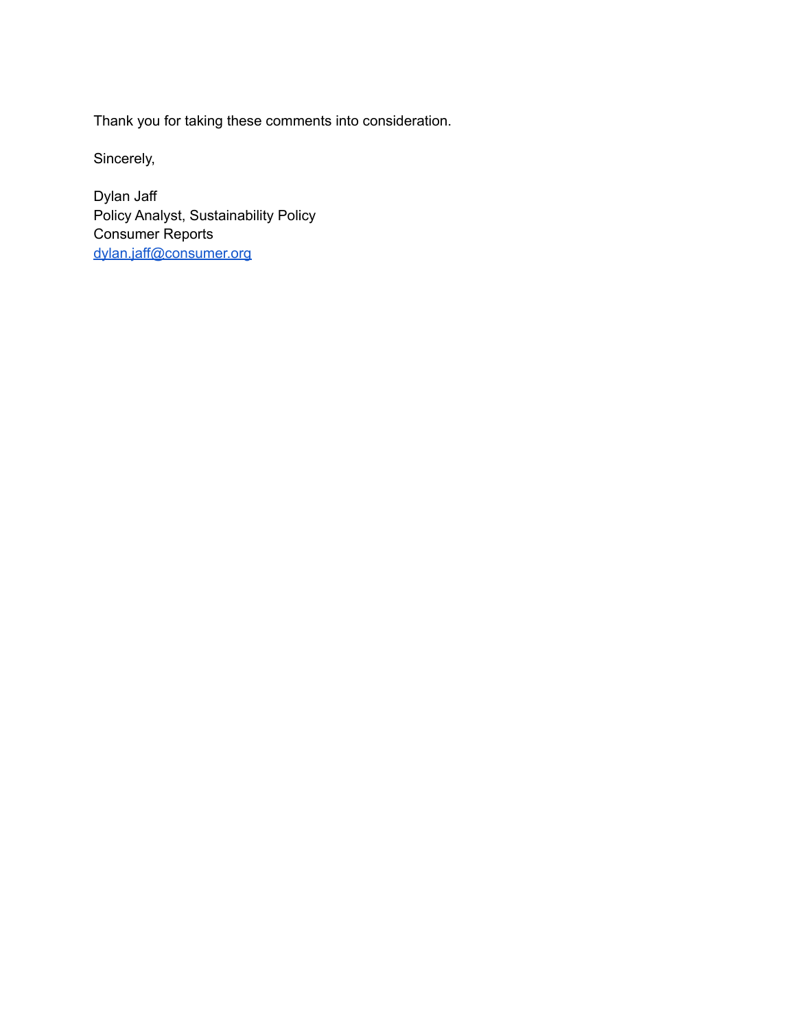Thank you for taking these comments into consideration.

Sincerely,

Dylan Jaff
Policy Analyst, Sustainability Policy
Consumer Reports
dylan.jaff@consumer.org